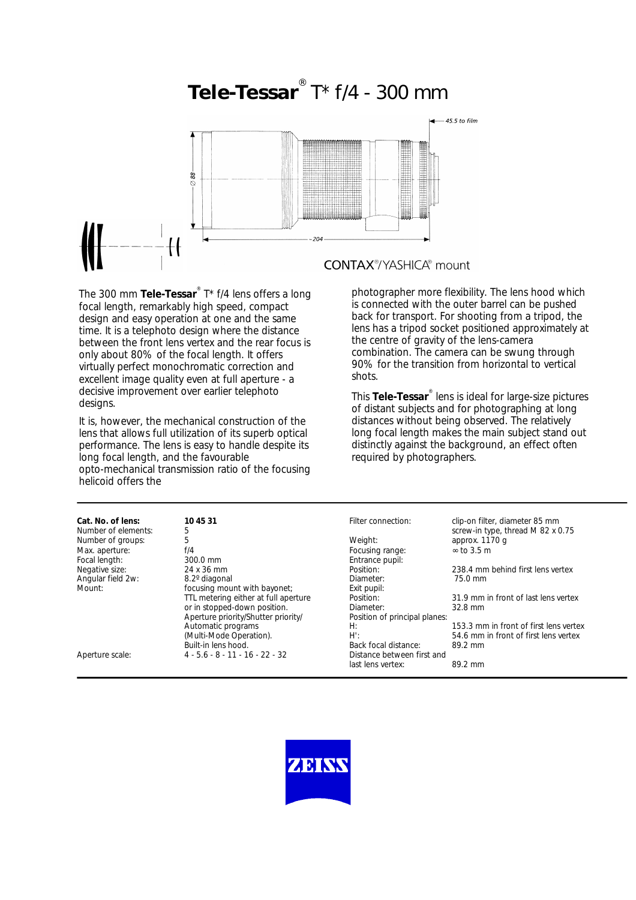# **Tele-Tessar**® T* f/4 - 300 mm

CONTAX®/YASHICA® mount

The 300 mm **Tele-Tessar**® T* f/4 lens offers a long focal length, remarkably high speed, compact design and easy operation at one and the same time. It is a telephoto design where the distance between the front lens vertex and the rear focus is only about 80% of the focal length. It offers virtually perfect monochromatic correction and excellent image quality even at full aperture - a decisive improvement over earlier telephoto designs.

It is, however, the mechanical construction of the lens that allows full utilization of its superb optical performance. The lens is easy to handle despite its long focal length, and the favourable opto-mechanical transmission ratio of the focusing helicoid offers the photographer more flexibility. The lens hood which is connected with the outer barrel can be pushed back for transport. For shooting from a tripod, the lens has a tripod socket positioned approximately at the centre of gravity of the lens-camera combination. The camera can be swung through 90% for the transition from horizontal to vertical shots.

This **Tele-Tessar**® lens is ideal for large-size pictures of distant subjects and for photographing at long distances without being observed. The relatively long focal length makes the main subject stand out distinctly against the background, an effect often required by photographers.

| | |
|---|---|
| **Cat. No. of lens:** | **10 45 31** |
| Number of elements: | 5 |
| Number of groups: | 5 |
| Max. aperture: | f/4 |
| Focal length: | 300.0 mm |
| Negative size: | 24 x 36 mm |
| Angular field 2w: | 8.2º diagonal |
| Mount: | focusing mount with bayonet; TTL metering either at full aperture or in stopped-down position. Aperture priority/Shutter priority/ Automatic programs (Multi-Mode Operation). Built-in lens hood. |
| Aperture scale: | 4 - 5.6 - 8 - 11 - 16 - 22 - 32 |
| Filter connection: | clip-on filter, diameter 85 mm screw-in type, thread M 82 x 0.75 |
| Weight: | approx. 1170 g |
| Focusing range: | ∞ to 3.5 m |
| Entrance pupil: | |
| Position: | 238.4 mm behind first lens vertex |
| Diameter: | 75.0 mm |
| Exit pupil: | |
| Position: | 31.9 mm in front of last lens vertex |
| Diameter: | 32.8 mm |
| Position of principal planes: | |
| H: | 153.3 mm in front of first lens vertex |
| H': | 54.6 mm in front of first lens vertex |
| Back focal distance: | 89.2 mm |
| Distance between first and last lens vertex: | 89.2 mm |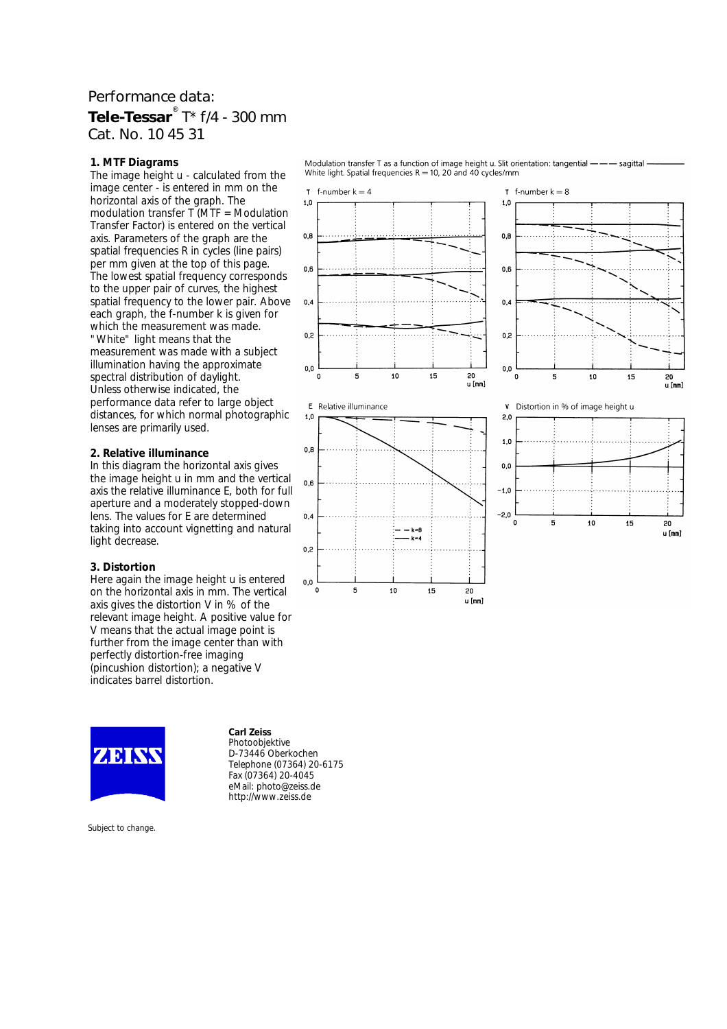Performance data:

**Tele-Tessar**® T* f/4 - 300 mm

Cat. No. 10 45 31

### 1. MTF Diagrams

The image height u - calculated from the image center - is entered in mm on the horizontal axis of the graph. The modulation transfer T (MTF = Modulation Transfer Factor) is entered on the vertical axis. Parameters of the graph are the spatial frequencies R in cycles (line pairs) per mm given at the top of this page. The lowest spatial frequency corresponds to the upper pair of curves, the highest spatial frequency to the lower pair. Above each graph, the f-number k is given for which the measurement was made. "White" light means that the measurement was made with a subject illumination having the approximate spectral distribution of daylight. Unless otherwise indicated, the performance data refer to large object distances, for which normal photographic lenses are primarily used.

### 2. Relative illuminance

In this diagram the horizontal axis gives the image height u in mm and the vertical axis the relative illuminance E, both for full aperture and a moderately stopped-down lens. The values for E are determined taking into account vignetting and natural light decrease.

### 3. Distortion

Here again the image height u is entered on the horizontal axis in mm. The vertical axis gives the distortion V in % of the relevant image height. A positive value for V means that the actual image point is further from the image center than with perfectly distortion-free imaging (pincushion distortion); a negative V indicates barrel distortion.

Modulation transfer T as a function of image height u. Slit orientation: tangential — — — sagittal ———
White light. Spatial frequencies R = 10, 20 and 40 cycles/mm

T f-number k = 4

1,0
0,8
0,6
0,4
0,2
0,0
0 5 10 15 20
u [mm]

T f-number k = 8

1,0
0,8
0,6
0,4
0,2
0,0
0 5 10 15 20
u [mm]

E Relative illuminance

1,0
0,8
0,6
0,4
0,2
0,0
0 5 10 15 20
u [mm]

— — k=8
—— k=4

V Distortion in % of image height u

2,0
1,0
0,0
−1,0
−2,0
0 5 10 15 20
u [mm]

**Carl Zeiss**
Photoobjektive
D-73446 Oberkochen
Telephone (07364) 20-6175
Fax (07364) 20-4045
eMail: photo@zeiss.de
http://www.zeiss.de

ZEISS

Subject to change.